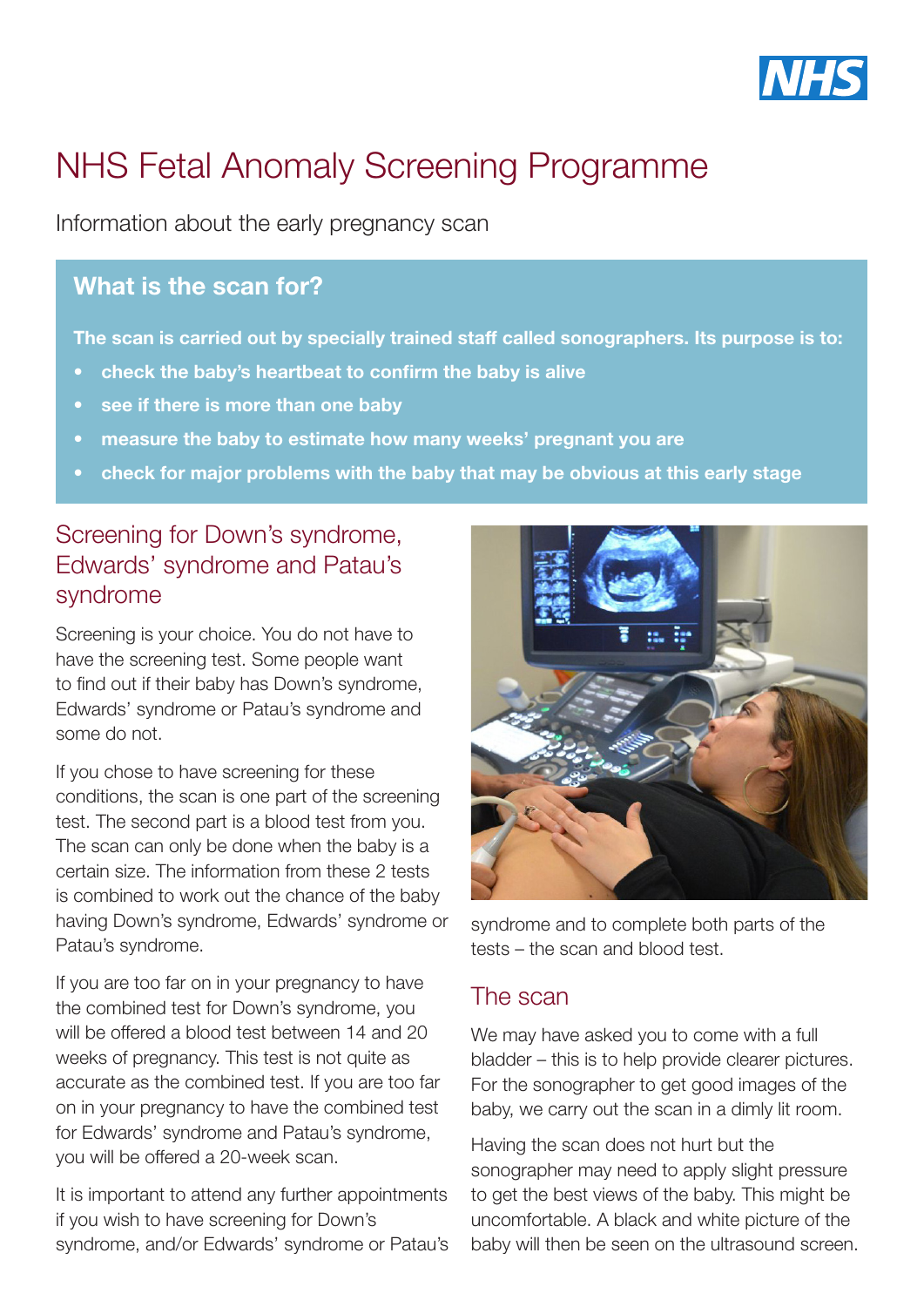# NHS Fetal Anomaly Screening Programme

Information about the early pregnancy scan

## What is the scan for?

**The scan is carried out by specially trained staff called sonographers. Its purpose is to:**

- **check the baby's heartbeat to confirm the baby is alive**
- **see if there is more than one baby**
- **measure the baby to estimate how many weeks' pregnant you are**
- **check for major problems with the baby that may be obvious at this early stage**

## Screening for Down's syndrome, Edwards' syndrome and Patau's syndrome

Screening is your choice. You do not have to have the screening test. Some people want to find out if their baby has Down's syndrome, Edwards' syndrome or Patau's syndrome and some do not.

If you chose to have screening for these conditions, the scan is one part of the screening test. The second part is a blood test from you. The scan can only be done when the baby is a certain size. The information from these 2 tests is combined to work out the chance of the baby having Down's syndrome, Edwards' syndrome or Patau's syndrome.

If you are too far on in your pregnancy to have the combined test for Down's syndrome, you will be offered a blood test between 14 and 20 weeks of pregnancy. This test is not quite as accurate as the combined test. If you are too far on in your pregnancy to have the combined test for Edwards' syndrome and Patau's syndrome, you will be offered a 20-week scan.

It is important to attend any further appointments if you wish to have screening for Down's syndrome, and/or Edwards' syndrome or Patau's syndrome and to complete both parts of the tests – the scan and blood test.

## The scan

We may have asked you to come with a full bladder – this is to help provide clearer pictures. For the sonographer to get good images of the baby, we carry out the scan in a dimly lit room.

Having the scan does not hurt but the sonographer may need to apply slight pressure to get the best views of the baby. This might be uncomfortable. A black and white picture of the baby will then be seen on the ultrasound screen.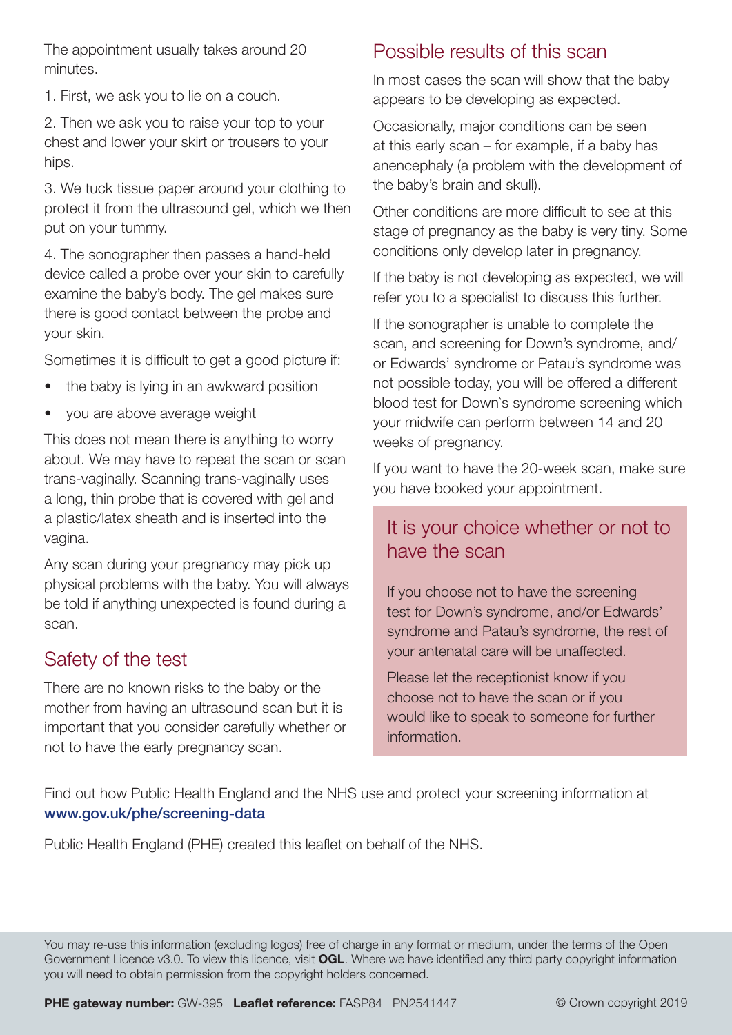The appointment usually takes around 20 minutes.

1. First, we ask you to lie on a couch.

2. Then we ask you to raise your top to your chest and lower your skirt or trousers to your hips.

3. We tuck tissue paper around your clothing to protect it from the ultrasound gel, which we then put on your tummy.

4. The sonographer then passes a hand-held device called a probe over your skin to carefully examine the baby's body. The gel makes sure there is good contact between the probe and your skin.

Sometimes it is difficult to get a good picture if:

- the baby is lying in an awkward position
- you are above average weight

This does not mean there is anything to worry about. We may have to repeat the scan or scan trans-vaginally. Scanning trans-vaginally uses a long, thin probe that is covered with gel and a plastic/latex sheath and is inserted into the vagina.

Any scan during your pregnancy may pick up physical problems with the baby. You will always be told if anything unexpected is found during a scan.

## Safety of the test

There are no known risks to the baby or the mother from having an ultrasound scan but it is important that you consider carefully whether or not to have the early pregnancy scan.

## Possible results of this scan

In most cases the scan will show that the baby appears to be developing as expected.

Occasionally, major conditions can be seen at this early scan – for example, if a baby has anencephaly (a problem with the development of the baby's brain and skull).

Other conditions are more difficult to see at this stage of pregnancy as the baby is very tiny. Some conditions only develop later in pregnancy.

If the baby is not developing as expected, we will refer you to a specialist to discuss this further.

If the sonographer is unable to complete the scan, and screening for Down's syndrome, and/or Edwards' syndrome or Patau's syndrome was not possible today, you will be offered a different blood test for Down`s syndrome screening which your midwife can perform between 14 and 20 weeks of pregnancy.

If you want to have the 20-week scan, make sure you have booked your appointment.

## It is your choice whether or not to have the scan

If you choose not to have the screening test for Down's syndrome, and/or Edwards' syndrome and Patau's syndrome, the rest of your antenatal care will be unaffected.

Please let the receptionist know if you choose not to have the scan or if you would like to speak to someone for further information.

Find out how Public Health England and the NHS use and protect your screening information at www.gov.uk/phe/screening-data

Public Health England (PHE) created this leaflet on behalf of the NHS.

You may re-use this information (excluding logos) free of charge in any format or medium, under the terms of the Open Government Licence v3.0. To view this licence, visit **OGL**. Where we have identified any third party copyright information you will need to obtain permission from the copyright holders concerned.

**PHE gateway number:** GW-395 **Leaflet reference:** FASP84 PN2541447 © Crown copyright 2019